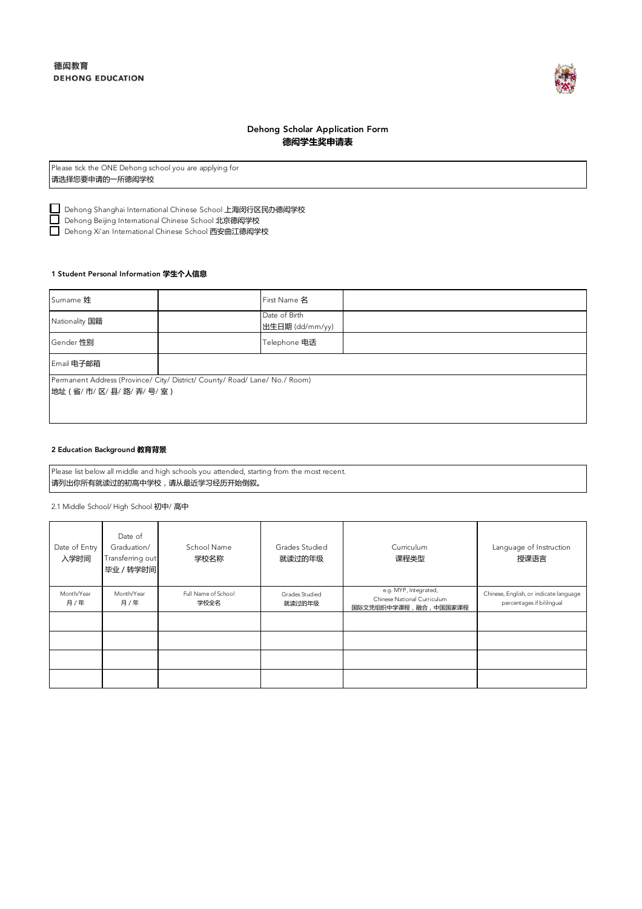德闳教育
DEHONG EDUCATION

# Dehong Scholar Application Form
# 德闳学生奖申请表

| Please tick the ONE Dehong school you are applying for<br>请选择您要申请的一所德闳学校 |
|---|

- ☐ Dehong Shanghai International Chinese School 上海闵行区民办德闳学校
- ☐ Dehong Beijing International Chinese School 北京德闳学校
- ☐ Dehong Xi'an International Chinese School 西安曲江德闳学校

### 1 Student Personal Information 学生个人信息

| Surname 姓 | | First Name 名 | |
|---|---|---|---|
| Nationality 国籍 | | Date of Birth<br>出生日期 (dd/mm/yy) | |
| Gender 性别 | | Telephone 电话 | |
| Email 电子邮箱 | | | |
| Permanent Address (Province/ City/ District/ County/ Road/ Lane/ No./ Room)<br>地址（省/ 市/ 区/ 县/ 路/ 弄/ 号/ 室） | | | |

### 2 Education Background 教育背景

| Please list below all middle and high schools you attended, starting from the most recent.<br>请列出你所有就读过的初高中学校，请从最近学习经历开始倒叙。 |
|---|

2.1 Middle School/ High School 初中/ 高中

| Date of Entry<br>入学时间 | Date of Graduation/ Transferring out<br>毕业 / 转学时间 | School Name<br>学校名称 | Grades Studied<br>就读过的年级 | Curriculum<br>课程类型 | Language of Instruction<br>授课语言 |
|---|---|---|---|---|---|
| Month/Year<br>月 / 年 | Month/Year<br>月 / 年 | Full Name of School<br>学校全名 | Grades Studied<br>就读过的年级 | e.g. MYP, Integrated, Chinese National Curriculum<br>国际文凭组织中学课程，融合，中国国家课程 | Chinese, English, or indicate language percentages if bililngual |
| | | | | | |
| | | | | | |
| | | | | | |
| | | | | | |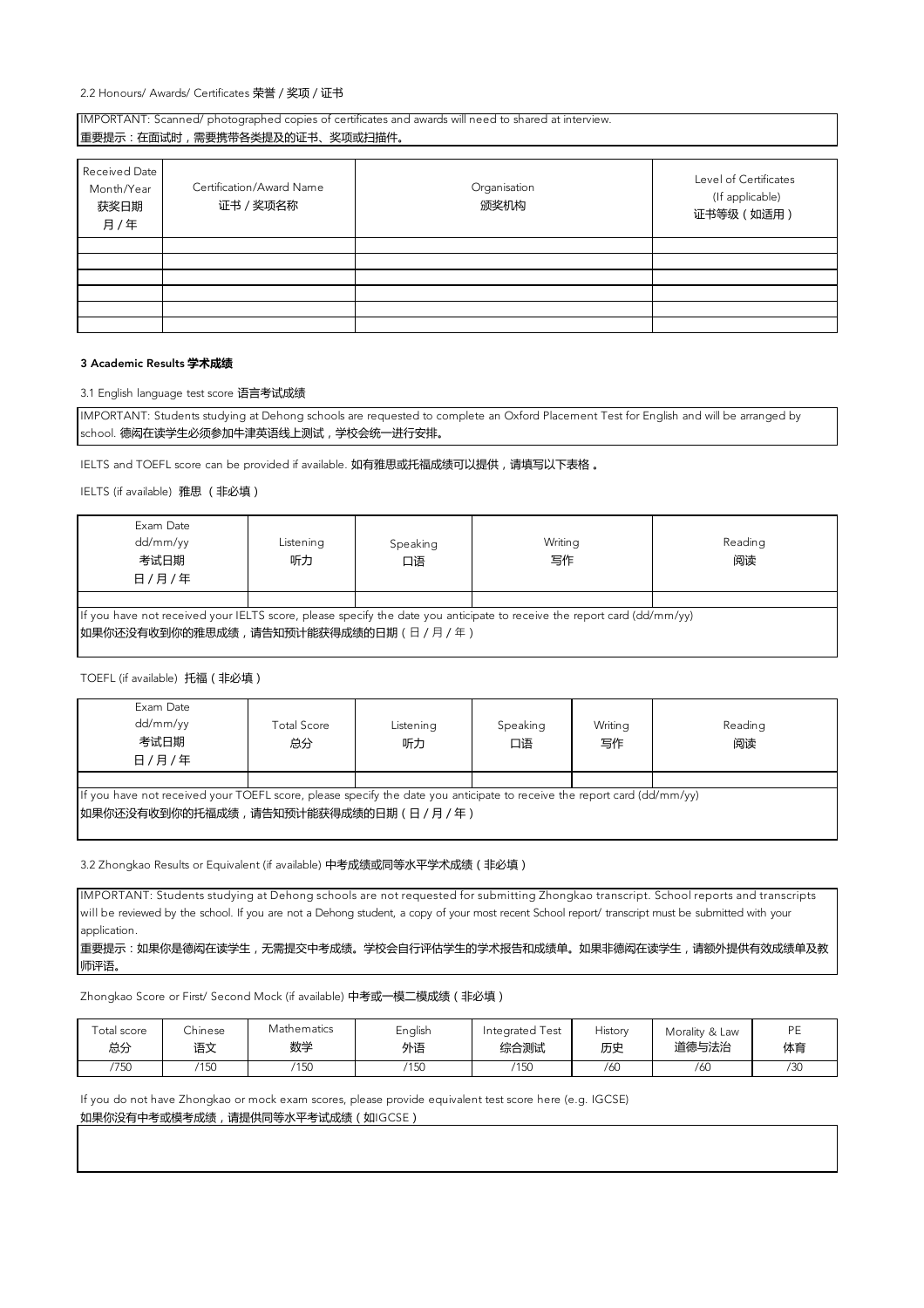2.2 Honours/ Awards/ Certificates 荣誉 / 奖项 / 证书

IMPORTANT: Scanned/ photographed copies of certificates and awards will need to shared at interview.
重要提示：在面试时，需要携带各类提及的证书、奖项或扫描件。

| Received Date Month/Year 获奖日期 月 / 年 | Certification/Award Name 证书 / 奖项名称 | Organisation 颁奖机构 | Level of Certificates (If applicable) 证书等级（如适用） |
|---|---|---|---|
| | | | |
| | | | |
| | | | |
| | | | |
| | | | |
| | | | |

### 3 Academic Results 学术成绩

3.1 English language test score 语言考试成绩

IMPORTANT: Students studying at Dehong schools are requested to complete an Oxford Placement Test for English and will be arranged by school. 德闳在读学生必须参加牛津英语线上测试，学校会统一进行安排。

IELTS and TOEFL score can be provided if available. 如有雅思或托福成绩可以提供，请填写以下表格 。

IELTS (if available) 雅思 （非必填）

| Exam Date dd/mm/yy 考试日期 日 / 月 / 年 | Listening 听力 | Speaking 口语 | Writing 写作 | Reading 阅读 |
|---|---|---|---|---|
| | | | | |

If you have not received your IELTS score, please specify the date you anticipate to receive the report card (dd/mm/yy)
如果你还没有收到你的雅思成绩，请告知预计能获得成绩的日期（日 / 月 / 年）

TOEFL (if available) 托福（非必填）

| Exam Date dd/mm/yy 考试日期 日 / 月 / 年 | Total Score 总分 | Listening 听力 | Speaking 口语 | Writing 写作 | Reading 阅读 |
|---|---|---|---|---|---|
| | | | | | |

If you have not received your TOEFL score, please specify the date you anticipate to receive the report card (dd/mm/yy)
如果你还没有收到你的托福成绩，请告知预计能获得成绩的日期（日 / 月 / 年）

3.2 Zhongkao Results or Equivalent (if available) 中考成绩或同等水平学术成绩（非必填）

IMPORTANT: Students studying at Dehong schools are not requested for submitting Zhongkao transcript. School reports and transcripts will be reviewed by the school. If you are not a Dehong student, a copy of your most recent School report/ transcript must be submitted with your application.
重要提示：如果你是德闳在读学生，无需提交中考成绩。学校会自行评估学生的学术报告和成绩单。如果非德闳在读学生，请额外提供有效成绩单及教师评语。

Zhongkao Score or First/ Second Mock (if available) 中考或一模二模成绩（非必填）

| Total score 总分 | Chinese 语文 | Mathematics 数学 | English 外语 | Integrated Test 综合测试 | History 历史 | Morality & Law 道德与法治 | PE 体育 |
|---|---|---|---|---|---|---|---|
| /750 | /150 | /150 | /150 | /150 | /60 | /60 | /30 |

If you do not have Zhongkao or mock exam scores, please provide equivalent test score here (e.g. IGCSE)
如果你没有中考或模考成绩，请提供同等水平考试成绩（如IGCSE）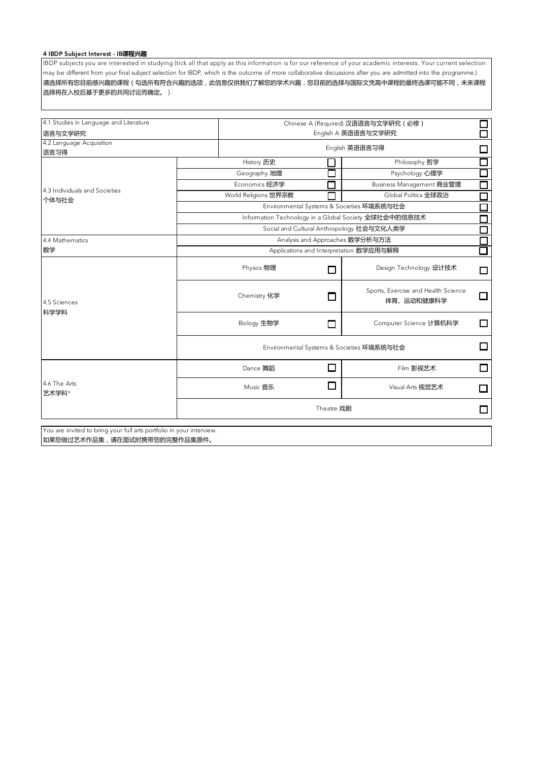**4 IBDP Subject Interest - IB课程兴趣**

IBDP subjects you are interested in studying (tick all that apply as this information is for our reference of your academic interests. Your current selection may be different from your final subject selection for IBDP, which is the outcome of more collaborative discussions after you are admitted into the programme.)
请选择所有您目前感兴趣的课程（勾选所有符合兴趣的选项，此信息仅供我们了解您的学术兴趣，您目前的选择与国际文凭高中课程的最终选课可能不同，未来课程选择将在入校后基于更多的共同讨论而确定。）

| Group | Subject | | Subject | |
|---|---|---|---|---|
| 4.1 Studies in Language and Literature 语言与文学研究 | Chinese A (Required) 汉语语言与文学研究（必修） | ☐ | | |
| | English A 英语语言与文学研究 | ☐ | | |
| 4.2 Language Acquisition 语言习得 | English 英语语言习得 | ☐ | | |
| 4.3 Individuals and Societies 个体与社会 | History 历史 | ☐ | Philosophy 哲学 | ☐ |
| | Geography 地理 | ☐ | Psychology 心理学 | ☐ |
| | Economics 经济学 | ☐ | Business Management 商业管理 | ☐ |
| | World Religions 世界宗教 | ☐ | Global Politics 全球政治 | ☐ |
| | Environmental Systems & Societies 环境系统与社会 | ☐ | | |
| | Information Technology in a Global Society 全球社会中的信息技术 | ☐ | | |
| | Social and Cultural Anthropology 社会与文化人类学 | ☐ | | |
| 4.4 Mathematics 数学 | Analysis and Approaches 数学分析与方法 | ☐ | | |
| | Applications and Interpretation 数学应用与解释 | ☐ | | |
| 4.5 Sciences 科学学科 | Physics 物理 | ☐ | Design Technology 设计技术 | ☐ |
| | Chemistry 化学 | ☐ | Sports, Exercise and Health Science 体育、运动和健康科学 | ☐ |
| | Biology 生物学 | ☐ | Computer Science 计算机科学 | ☐ |
| | Environmental Systems & Societies 环境系统与社会 | ☐ | | |
| 4.6 The Arts 艺术学科* | Dance 舞蹈 | ☐ | Film 影视艺术 | ☐ |
| | Music 音乐 | ☐ | Visual Arts 视觉艺术 | ☐ |
| | Theatre 戏剧 | ☐ | | |

You are invited to bring your full arts portfolio in your interview.
如果您做过艺术作品集，请在面试时携带您的完整作品集原件。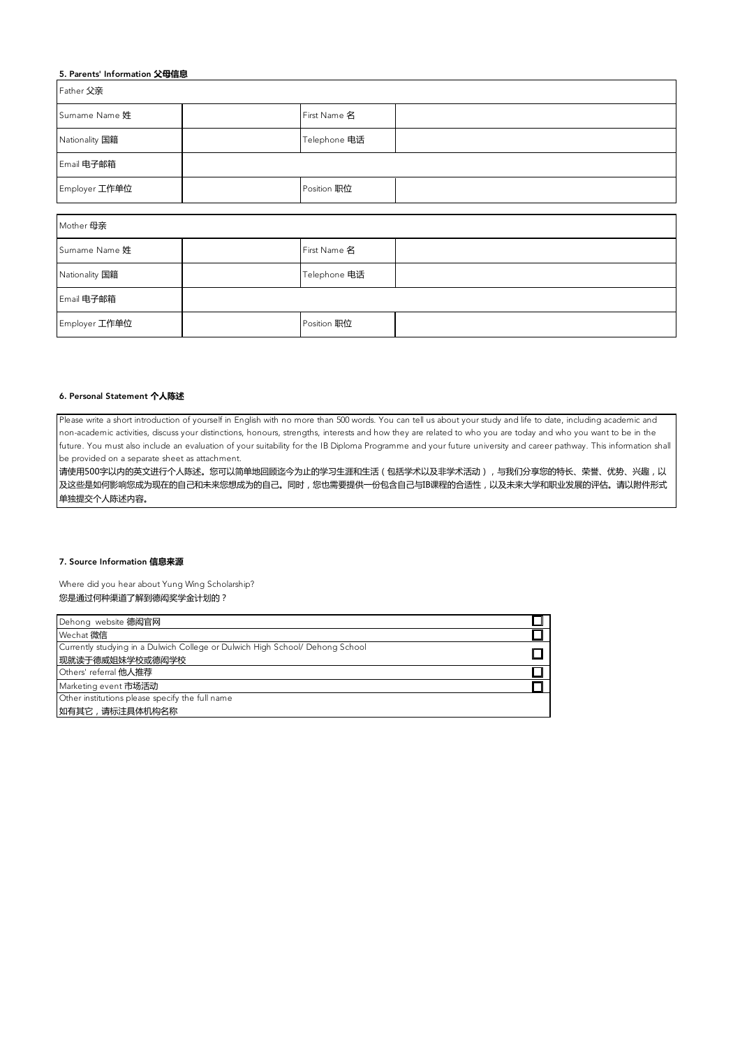**5. Parents' Information 父母信息**

| Father 父亲 | | | |
|---|---|---|---|
| Surname Name 姓 | | First Name 名 | |
| Nationality 国籍 | | Telephone 电话 | |
| Email 电子邮箱 | | | |
| Employer 工作单位 | | Position 职位 | |

| Mother 母亲 | | | |
|---|---|---|---|
| Surname Name 姓 | | First Name 名 | |
| Nationality 国籍 | | Telephone 电话 | |
| Email 电子邮箱 | | | |
| Employer 工作单位 | | Position 职位 | |

**6. Personal Statement 个人陈述**

Please write a short introduction of yourself in English with no more than 500 words. You can tell us about your study and life to date, including academic and non-academic activities, discuss your distinctions, honours, strengths, interests and how they are related to who you are today and who you want to be in the future. You must also include an evaluation of your suitability for the IB Diploma Programme and your future university and career pathway. This information shall be provided on a separate sheet as attachment.

请使用500字以内的英文进行个人陈述。您可以简单地回顾迄今为止的学习生涯和生活（包括学术以及非学术活动），与我们分享您的特长、荣誉、优势、兴趣，以及这些是如何影响您成为现在的自己和未来您想成为的自己。同时，您也需要提供一份包含自己与IB课程的合适性，以及未来大学和职业发展的评估。请以附件形式单独提交个人陈述内容。

**7. Source Information 信息来源**

Where did you hear about Yung Wing Scholarship?
您是通过何种渠道了解到德闳奖学金计划的？

| | |
|---|---|
| Dehong website 德闳官网 | ☐ |
| Wechat 微信 | ☐ |
| Currently studying in a Dulwich College or Dulwich High School/ Dehong School<br>现就读于德威姐妹学校或德闳学校 | ☐ |
| Others' referral 他人推荐 | ☐ |
| Marketing event 市场活动 | ☐ |
| Other institutions please specify the full name<br>如有其它，请标注具体机构名称 | |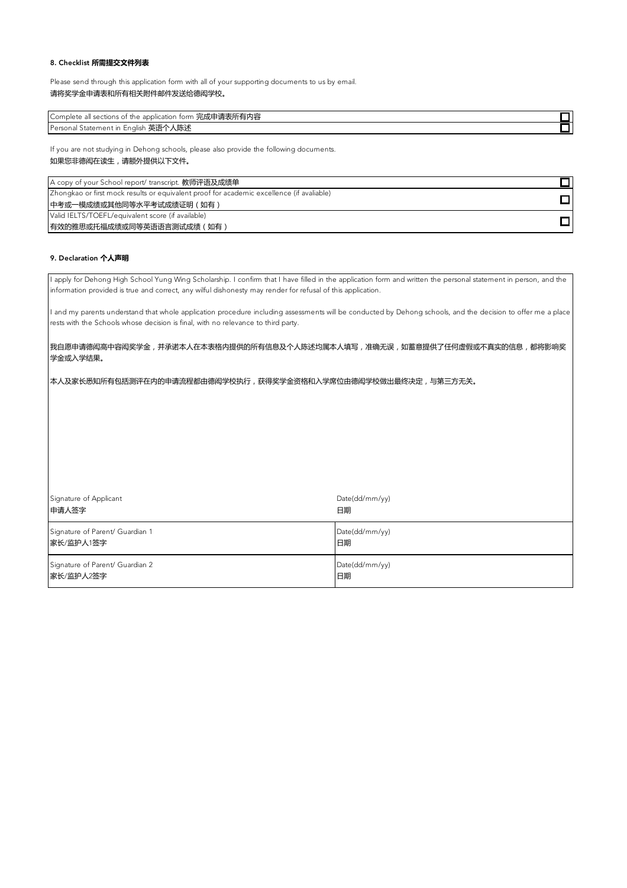### 8. Checklist 所需提交文件列表

Please send through this application form with all of your supporting documents to us by email.
请将奖学金申请表和所有相关附件邮件发送给德闳学校。

| | |
|---|---|
| Complete all sections of the application form 完成申请表所有内容 | ☐ |
| Personal Statement in English 英语个人陈述 | ☐ |

If you are not studying in Dehong schools, please also provide the following documents.
如果您非德闳在读生，请额外提供以下文件。

| | |
|---|---|
| A copy of your School report/ transcript. 教师评语及成绩单 | ☐ |
| Zhongkao or first mock results or equivalent proof for academic excellence (if avaliable)<br>中考或一模成绩或其他同等水平考试成绩证明（如有） | ☐ |
| Valid IELTS/TOEFL/equivalent score (if available)<br>有效的雅思或托福成绩或同等英语语言测试成绩（如有） | ☐ |

### 9. Declaration 个人声明

I apply for Dehong High School Yung Wing Scholarship. I confirm that I have filled in the application form and written the personal statement in person, and the information provided is true and correct, any wilful dishonesty may render for refusal of this application.

I and my parents understand that whole application procedure including assessments will be conducted by Dehong schools, and the decision to offer me a place rests with the Schools whose decision is final, with no relevance to third party.

我自愿申请德闳高中容闳奖学金，并承诺本人在本表格内提供的所有信息及个人陈述均属本人填写，准确无误，如蓄意提供了任何虚假或不真实的信息，都将影响奖学金或入学结果。

本人及家长悉知所有包括测评在内的申请流程都由德闳学校执行，获得奖学金资格和入学席位由德闳学校做出最终决定，与第三方无关。

| | |
|---|---|
| Signature of Applicant<br>申请人签字 | Date(dd/mm/yy)<br>日期 |
| Signature of Parent/ Guardian 1<br>家长/监护人1签字 | Date(dd/mm/yy)<br>日期 |
| Signature of Parent/ Guardian 2<br>家长/监护人2签字 | Date(dd/mm/yy)<br>日期 |